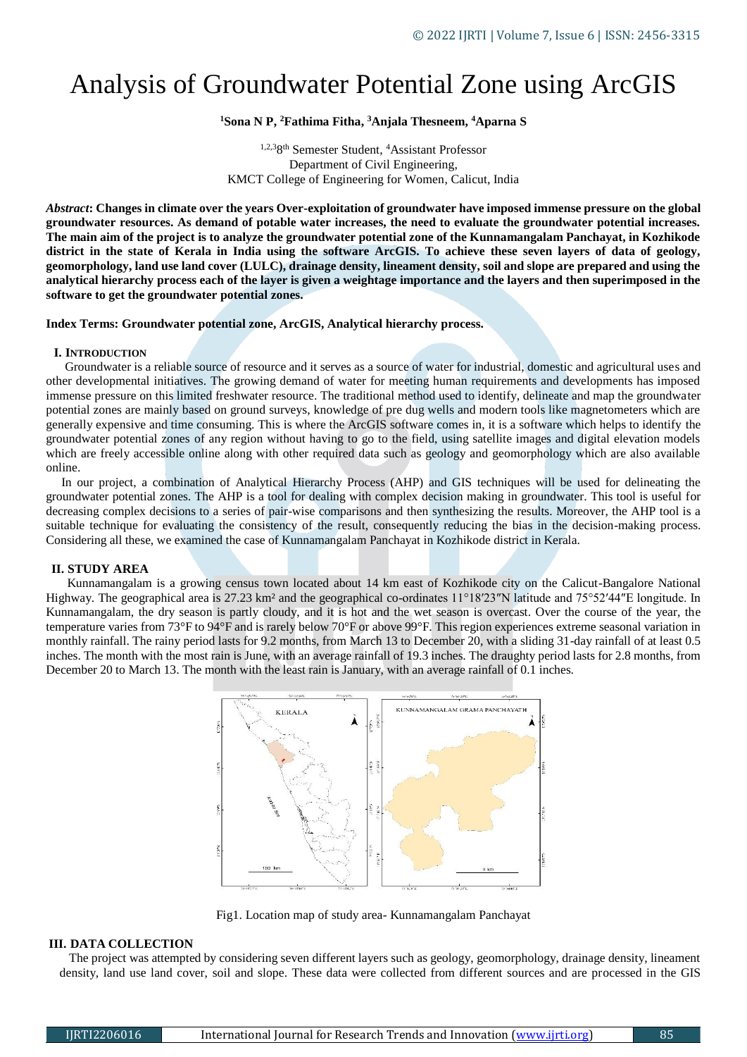# Analysis of Groundwater Potential Zone using ArcGIS

**[1]Sona N P, [2]Fathima Fitha, [3]Anjala Thesneem, [4]Aparna S**

[1,2,3]8th Semester Student, [4]Assistant Professor
Department of Civil Engineering,
KMCT College of Engineering for Women, Calicut, India

***Abstract*: Changes in climate over the years Over-exploitation of groundwater have imposed immense pressure on the global groundwater resources. As demand of potable water increases, the need to evaluate the groundwater potential increases. The main aim of the project is to analyze the groundwater potential zone of the Kunnamangalam Panchayat, in Kozhikode district in the state of Kerala in India using the software ArcGIS. To achieve these seven layers of data of geology, geomorphology, land use land cover (LULC), drainage density, lineament density, soil and slope are prepared and using the analytical hierarchy process each of the layer is given a weightage importance and the layers and then superimposed in the software to get the groundwater potential zones.**

**Index Terms: Groundwater potential zone, ArcGIS, Analytical hierarchy process.**

## I. Introduction

Groundwater is a reliable source of resource and it serves as a source of water for industrial, domestic and agricultural uses and other developmental initiatives. The growing demand of water for meeting human requirements and developments has imposed immense pressure on this limited freshwater resource. The traditional method used to identify, delineate and map the groundwater potential zones are mainly based on ground surveys, knowledge of pre dug wells and modern tools like magnetometers which are generally expensive and time consuming. This is where the ArcGIS software comes in, it is a software which helps to identify the groundwater potential zones of any region without having to go to the field, using satellite images and digital elevation models which are freely accessible online along with other required data such as geology and geomorphology which are also available online.

In our project, a combination of Analytical Hierarchy Process (AHP) and GIS techniques will be used for delineating the groundwater potential zones. The AHP is a tool for dealing with complex decision making in groundwater. This tool is useful for decreasing complex decisions to a series of pair-wise comparisons and then synthesizing the results. Moreover, the AHP tool is a suitable technique for evaluating the consistency of the result, consequently reducing the bias in the decision-making process. Considering all these, we examined the case of Kunnamangalam Panchayat in Kozhikode district in Kerala.

## II. STUDY AREA

Kunnamangalam is a growing census town located about 14 km east of Kozhikode city on the Calicut-Bangalore National Highway. The geographical area is 27.23 km² and the geographical co-ordinates 11°18′23″N latitude and 75°52′44″E longitude. In Kunnamangalam, the dry season is partly cloudy, and it is hot and the wet season is overcast. Over the course of the year, the temperature varies from 73°F to 94°F and is rarely below 70°F or above 99°F. This region experiences extreme seasonal variation in monthly rainfall. The rainy period lasts for 9.2 months, from March 13 to December 20, with a sliding 31-day rainfall of at least 0.5 inches. The month with the most rain is June, with an average rainfall of 19.3 inches. The draughty period lasts for 2.8 months, from December 20 to March 13. The month with the least rain is January, with an average rainfall of 0.1 inches.

Fig1. Location map of study area- Kunnamangalam Panchayat

## III. DATA COLLECTION

The project was attempted by considering seven different layers such as geology, geomorphology, drainage density, lineament density, land use land cover, soil and slope. These data were collected from different sources and are processed in the GIS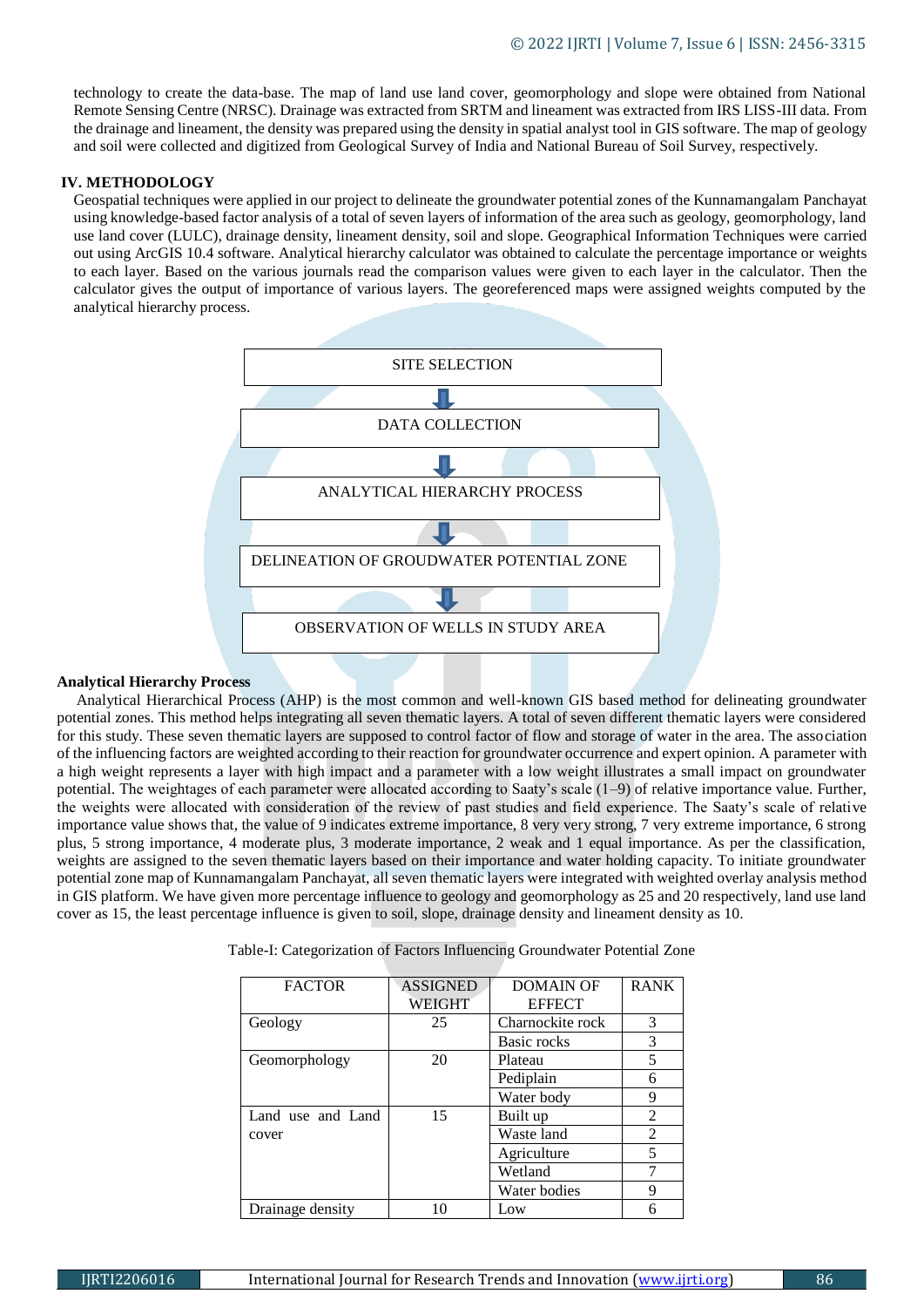technology to create the data-base. The map of land use land cover, geomorphology and slope were obtained from National Remote Sensing Centre (NRSC). Drainage was extracted from SRTM and lineament was extracted from IRS LISS-III data. From the drainage and lineament, the density was prepared using the density in spatial analyst tool in GIS software. The map of geology and soil were collected and digitized from Geological Survey of India and National Bureau of Soil Survey, respectively.

## IV. METHODOLOGY

Geospatial techniques were applied in our project to delineate the groundwater potential zones of the Kunnamangalam Panchayat using knowledge-based factor analysis of a total of seven layers of information of the area such as geology, geomorphology, land use land cover (LULC), drainage density, lineament density, soil and slope. Geographical Information Techniques were carried out using ArcGIS 10.4 software. Analytical hierarchy calculator was obtained to calculate the percentage importance or weights to each layer. Based on the various journals read the comparison values were given to each layer in the calculator. Then the calculator gives the output of importance of various layers. The georeferenced maps were assigned weights computed by the analytical hierarchy process.

SITE SELECTION

↓

DATA COLLECTION

↓

ANALYTICAL HIERARCHY PROCESS

↓

DELINEATION OF GROUDWATER POTENTIAL ZONE

↓

OBSERVATION OF WELLS IN STUDY AREA

### Analytical Hierarchy Process

Analytical Hierarchical Process (AHP) is the most common and well-known GIS based method for delineating groundwater potential zones. This method helps integrating all seven thematic layers. A total of seven different thematic layers were considered for this study. These seven thematic layers are supposed to control factor of flow and storage of water in the area. The association of the influencing factors are weighted according to their reaction for groundwater occurrence and expert opinion. A parameter with a high weight represents a layer with high impact and a parameter with a low weight illustrates a small impact on groundwater potential. The weightages of each parameter were allocated according to Saaty's scale (1–9) of relative importance value. Further, the weights were allocated with consideration of the review of past studies and field experience. The Saaty's scale of relative importance value shows that, the value of 9 indicates extreme importance, 8 very very strong, 7 very extreme importance, 6 strong plus, 5 strong importance, 4 moderate plus, 3 moderate importance, 2 weak and 1 equal importance. As per the classification, weights are assigned to the seven thematic layers based on their importance and water holding capacity. To initiate groundwater potential zone map of Kunnamangalam Panchayat, all seven thematic layers were integrated with weighted overlay analysis method in GIS platform. We have given more percentage influence to geology and geomorphology as 25 and 20 respectively, land use land cover as 15, the least percentage influence is given to soil, slope, drainage density and lineament density as 10.

Table-I: Categorization of Factors Influencing Groundwater Potential Zone

| FACTOR | ASSIGNED WEIGHT | DOMAIN OF EFFECT | RANK |
|---|---|---|---|
| Geology | 25 | Charnockite rock | 3 |
| | | Basic rocks | 3 |
| Geomorphology | 20 | Plateau | 5 |
| | | Pediplain | 6 |
| | | Water body | 9 |
| Land use and Land cover | 15 | Built up | 2 |
| | | Waste land | 2 |
| | | Agriculture | 5 |
| | | Wetland | 7 |
| | | Water bodies | 9 |
| Drainage density | 10 | Low | 6 |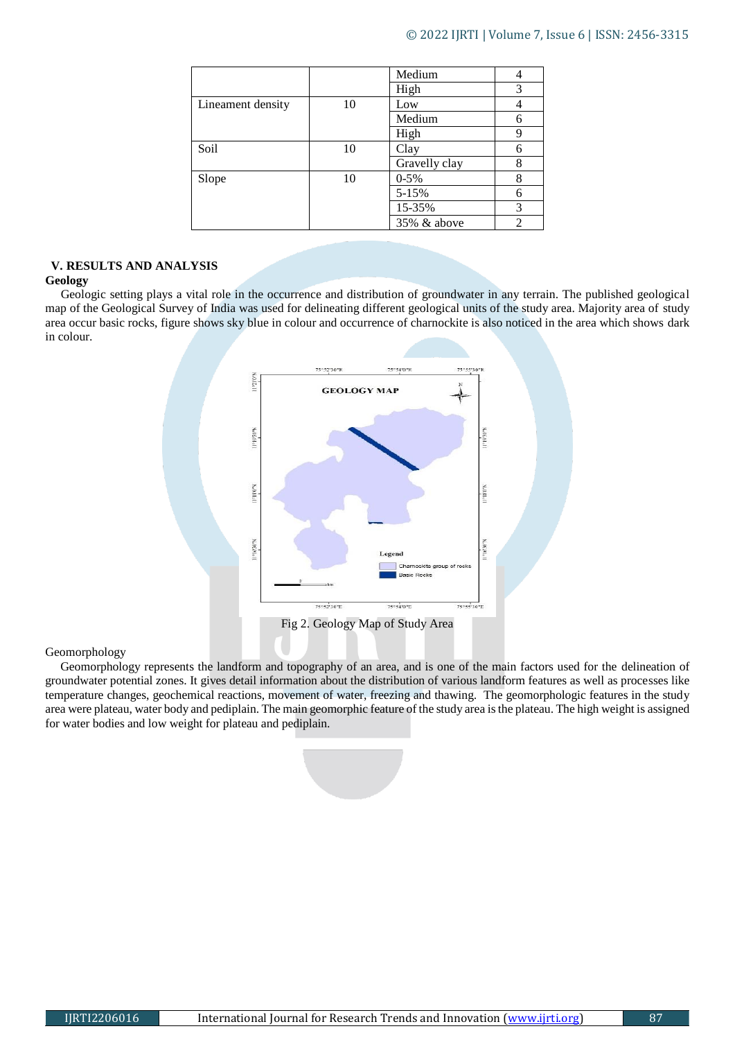| | | Medium | 4 |
|---|---|---|---|
| | | High | 3 |
| Lineament density | 10 | Low | 4 |
| | | Medium | 6 |
| | | High | 9 |
| Soil | 10 | Clay | 6 |
| | | Gravelly clay | 8 |
| Slope | 10 | 0-5% | 8 |
| | | 5-15% | 6 |
| | | 15-35% | 3 |
| | | 35% & above | 2 |

## V. RESULTS AND ANALYSIS

### Geology

Geologic setting plays a vital role in the occurrence and distribution of groundwater in any terrain. The published geological map of the Geological Survey of India was used for delineating different geological units of the study area. Majority area of study area occur basic rocks, figure shows sky blue in colour and occurrence of charnockite is also noticed in the area which shows dark in colour.

Fig 2. Geology Map of Study Area

### Geomorphology

Geomorphology represents the landform and topography of an area, and is one of the main factors used for the delineation of groundwater potential zones. It gives detail information about the distribution of various landform features as well as processes like temperature changes, geochemical reactions, movement of water, freezing and thawing. The geomorphologic features in the study area were plateau, water body and pediplain. The main geomorphic feature of the study area is the plateau. The high weight is assigned for water bodies and low weight for plateau and pediplain.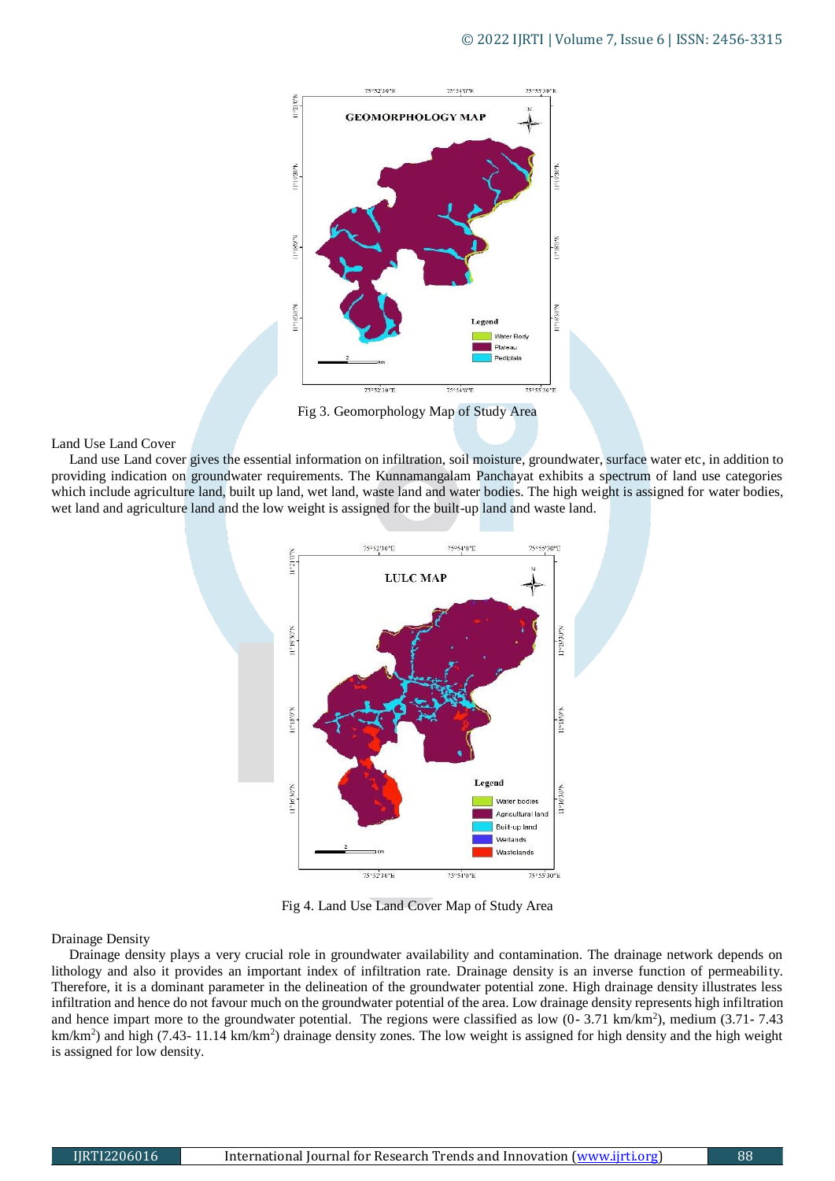Fig 3. Geomorphology Map of Study Area

Land Use Land Cover

Land use Land cover gives the essential information on infiltration, soil moisture, groundwater, surface water etc, in addition to providing indication on groundwater requirements. The Kunnamangalam Panchayat exhibits a spectrum of land use categories which include agriculture land, built up land, wet land, waste land and water bodies. The high weight is assigned for water bodies, wet land and agriculture land and the low weight is assigned for the built-up land and waste land.

Fig 4. Land Use Land Cover Map of Study Area

Drainage Density

Drainage density plays a very crucial role in groundwater availability and contamination. The drainage network depends on lithology and also it provides an important index of infiltration rate. Drainage density is an inverse function of permeability. Therefore, it is a dominant parameter in the delineation of the groundwater potential zone. High drainage density illustrates less infiltration and hence do not favour much on the groundwater potential of the area. Low drainage density represents high infiltration and hence impart more to the groundwater potential. The regions were classified as low (0- 3.71 km/km$^2$), medium (3.71- 7.43 km/km$^2$) and high (7.43- 11.14 km/km$^2$) drainage density zones. The low weight is assigned for high density and the high weight is assigned for low density.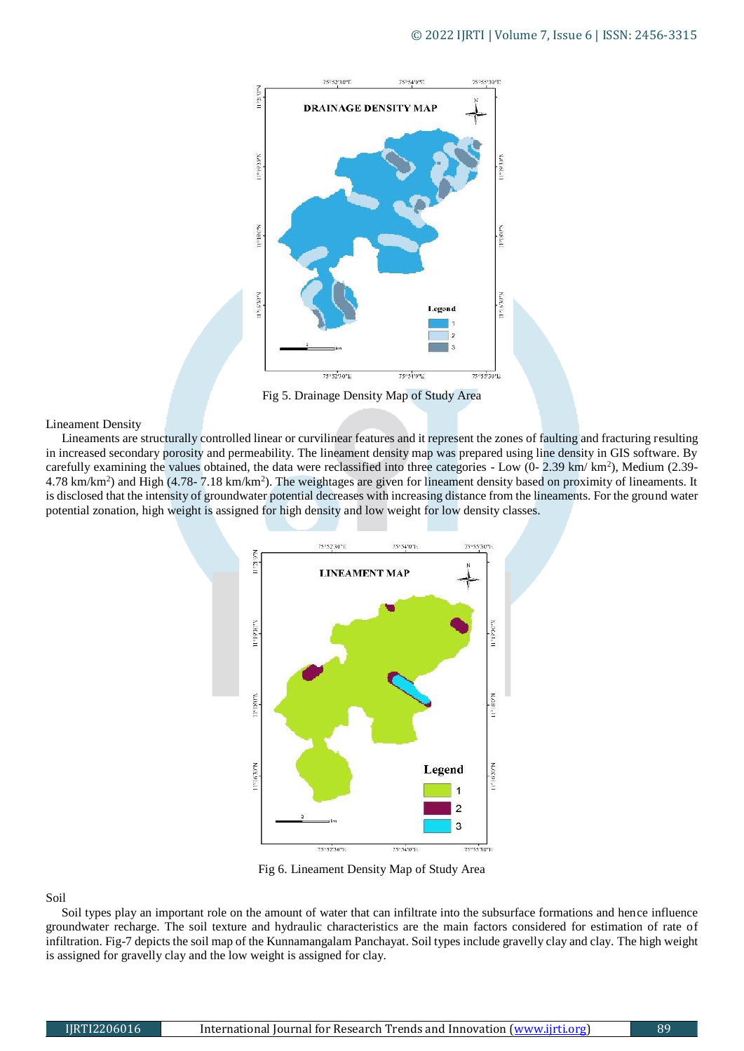Fig 5. Drainage Density Map of Study Area

Lineament Density

Lineaments are structurally controlled linear or curvilinear features and it represent the zones of faulting and fracturing resulting in increased secondary porosity and permeability. The lineament density map was prepared using line density in GIS software. By carefully examining the values obtained, the data were reclassified into three categories - Low (0- 2.39 km/ $km^2$), Medium (2.39- 4.78 $km/km^2$) and High (4.78- 7.18 $km/km^2$). The weightages are given for lineament density based on proximity of lineaments. It is disclosed that the intensity of groundwater potential decreases with increasing distance from the lineaments. For the ground water potential zonation, high weight is assigned for high density and low weight for low density classes.

Fig 6. Lineament Density Map of Study Area

Soil

Soil types play an important role on the amount of water that can infiltrate into the subsurface formations and hence influence groundwater recharge. The soil texture and hydraulic characteristics are the main factors considered for estimation of rate of infiltration. Fig-7 depicts the soil map of the Kunnamangalam Panchayat. Soil types include gravelly clay and clay. The high weight is assigned for gravelly clay and the low weight is assigned for clay.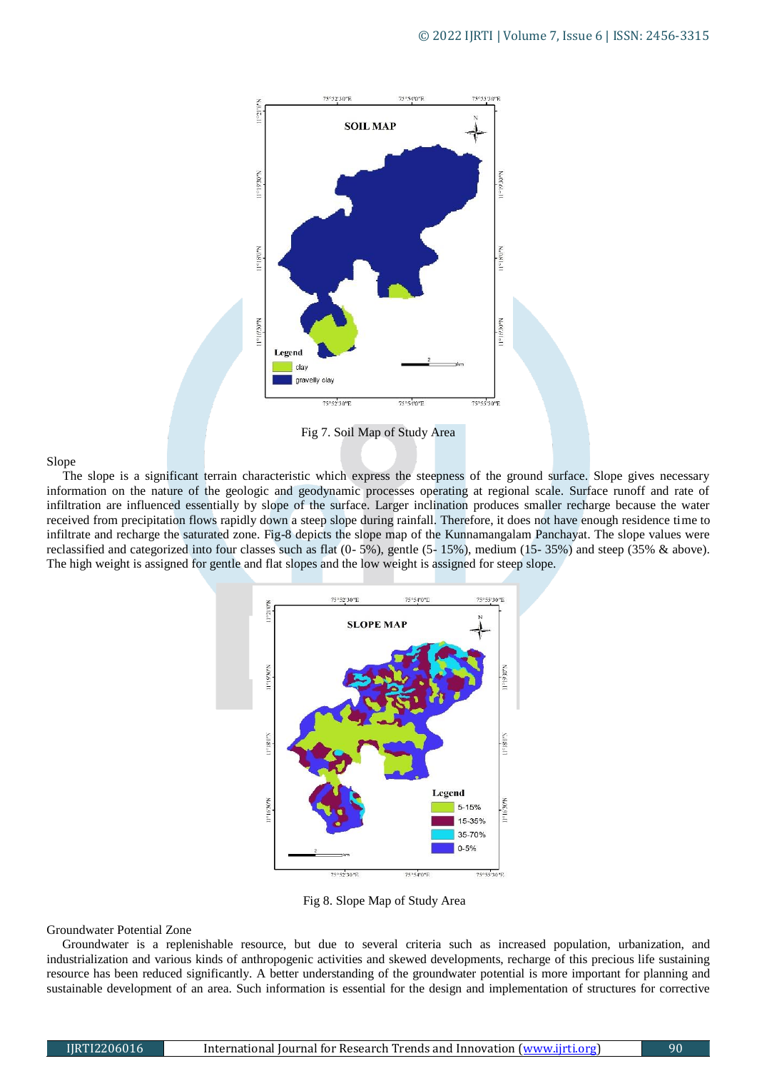Fig 7. Soil Map of Study Area

## Slope

The slope is a significant terrain characteristic which express the steepness of the ground surface. Slope gives necessary information on the nature of the geologic and geodynamic processes operating at regional scale. Surface runoff and rate of infiltration are influenced essentially by slope of the surface. Larger inclination produces smaller recharge because the water received from precipitation flows rapidly down a steep slope during rainfall. Therefore, it does not have enough residence time to infiltrate and recharge the saturated zone. Fig-8 depicts the slope map of the Kunnamangalam Panchayat. The slope values were reclassified and categorized into four classes such as flat (0- 5%), gentle (5- 15%), medium (15- 35%) and steep (35% & above). The high weight is assigned for gentle and flat slopes and the low weight is assigned for steep slope.

Fig 8. Slope Map of Study Area

## Groundwater Potential Zone

Groundwater is a replenishable resource, but due to several criteria such as increased population, urbanization, and industrialization and various kinds of anthropogenic activities and skewed developments, recharge of this precious life sustaining resource has been reduced significantly. A better understanding of the groundwater potential is more important for planning and sustainable development of an area. Such information is essential for the design and implementation of structures for corrective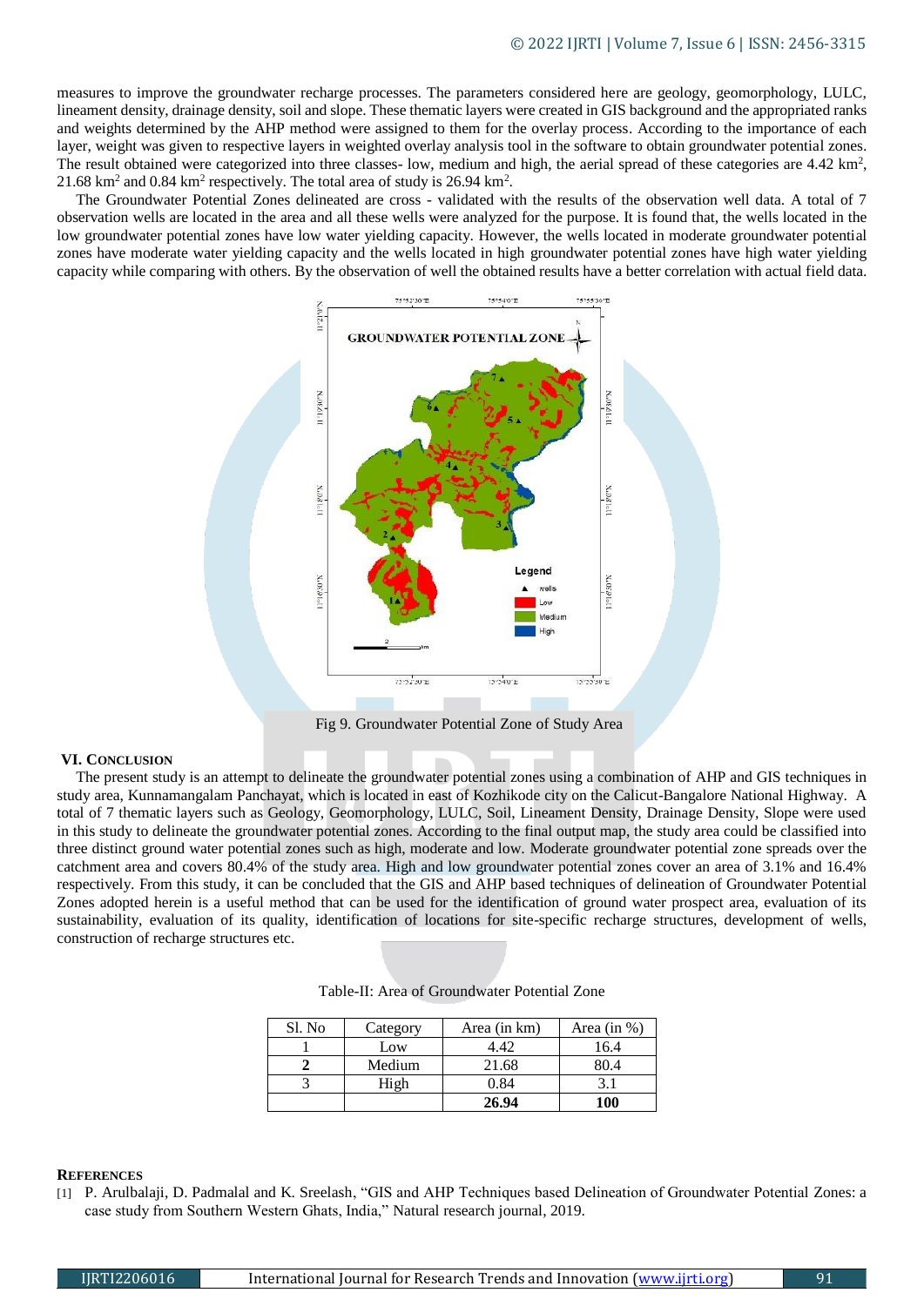measures to improve the groundwater recharge processes. The parameters considered here are geology, geomorphology, LULC, lineament density, drainage density, soil and slope. These thematic layers were created in GIS background and the appropriated ranks and weights determined by the AHP method were assigned to them for the overlay process. According to the importance of each layer, weight was given to respective layers in weighted overlay analysis tool in the software to obtain groundwater potential zones. The result obtained were categorized into three classes- low, medium and high, the aerial spread of these categories are 4.42 km$^2$, 21.68 km$^2$ and 0.84 km$^2$ respectively. The total area of study is 26.94 km$^2$.

The Groundwater Potential Zones delineated are cross - validated with the results of the observation well data. A total of 7 observation wells are located in the area and all these wells were analyzed for the purpose. It is found that, the wells located in the low groundwater potential zones have low water yielding capacity. However, the wells located in moderate groundwater potential zones have moderate water yielding capacity and the wells located in high groundwater potential zones have high water yielding capacity while comparing with others. By the observation of well the obtained results have a better correlation with actual field data.

Fig 9. Groundwater Potential Zone of Study Area

## VI. CONCLUSION

The present study is an attempt to delineate the groundwater potential zones using a combination of AHP and GIS techniques in study area, Kunnamangalam Panchayat, which is located in east of Kozhikode city on the Calicut-Bangalore National Highway. A total of 7 thematic layers such as Geology, Geomorphology, LULC, Soil, Lineament Density, Drainage Density, Slope were used in this study to delineate the groundwater potential zones. According to the final output map, the study area could be classified into three distinct ground water potential zones such as high, moderate and low. Moderate groundwater potential zone spreads over the catchment area and covers 80.4% of the study area. High and low groundwater potential zones cover an area of 3.1% and 16.4% respectively. From this study, it can be concluded that the GIS and AHP based techniques of delineation of Groundwater Potential Zones adopted herein is a useful method that can be used for the identification of ground water prospect area, evaluation of its sustainability, evaluation of its quality, identification of locations for site-specific recharge structures, development of wells, construction of recharge structures etc.

Table-II: Area of Groundwater Potential Zone

| Sl. No | Category | Area (in km) | Area (in %) |
|---|---|---|---|
| 1 | Low | 4.42 | 16.4 |
| **2** | Medium | 21.68 | 80.4 |
| 3 | High | 0.84 | 3.1 |
| | | **26.94** | **100** |

## REFERENCES

[1] P. Arulbalaji, D. Padmalal and K. Sreelash, "GIS and AHP Techniques based Delineation of Groundwater Potential Zones: a case study from Southern Western Ghats, India," Natural research journal, 2019.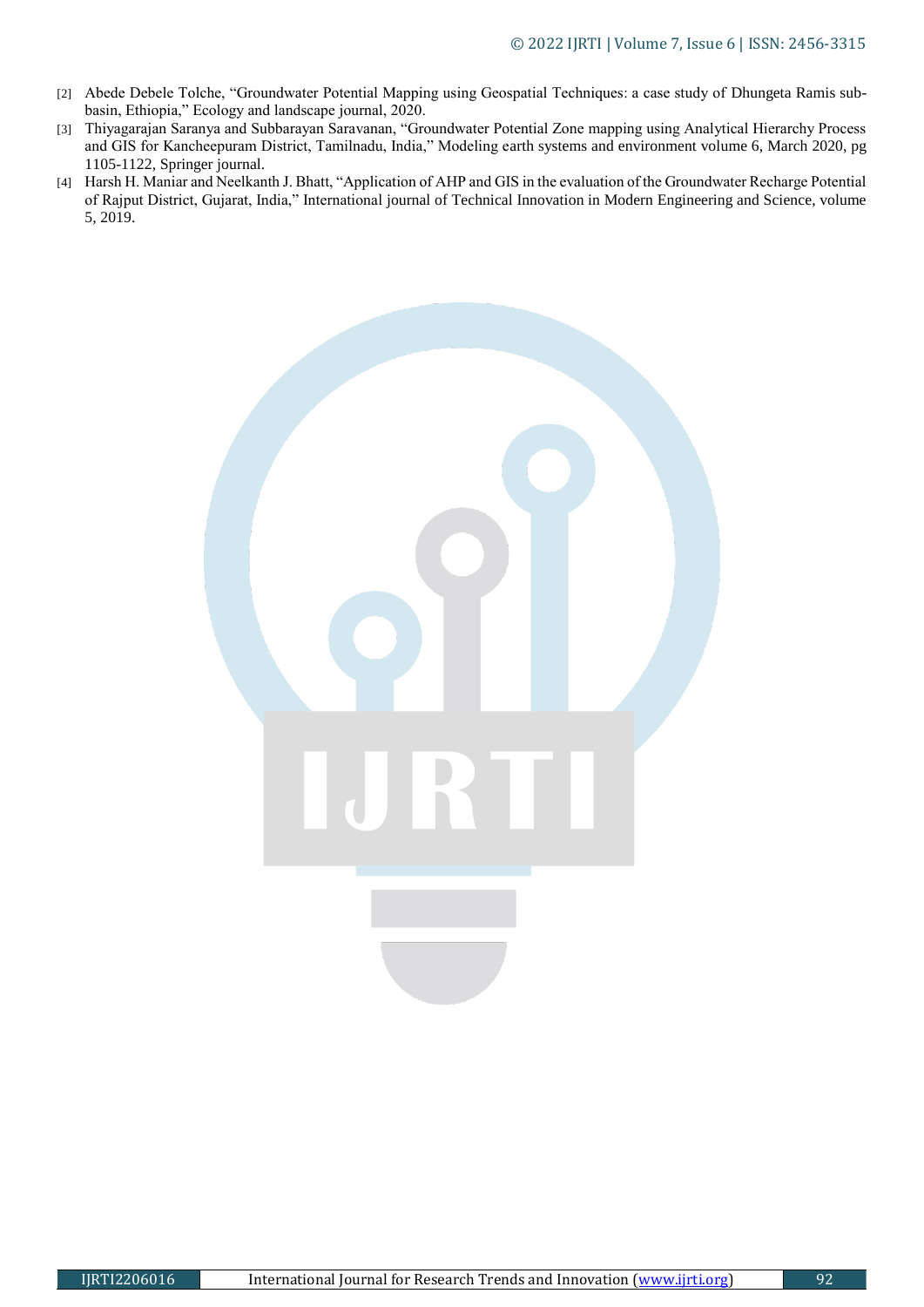[2] Abede Debele Tolche, "Groundwater Potential Mapping using Geospatial Techniques: a case study of Dhungeta Ramis sub-basin, Ethiopia," Ecology and landscape journal, 2020.

[3] Thiyagarajan Saranya and Subbarayan Saravanan, "Groundwater Potential Zone mapping using Analytical Hierarchy Process and GIS for Kancheepuram District, Tamilnadu, India," Modeling earth systems and environment volume 6, March 2020, pg 1105-1122, Springer journal.

[4] Harsh H. Maniar and Neelkanth J. Bhatt, "Application of AHP and GIS in the evaluation of the Groundwater Recharge Potential of Rajput District, Gujarat, India," International journal of Technical Innovation in Modern Engineering and Science, volume 5, 2019.